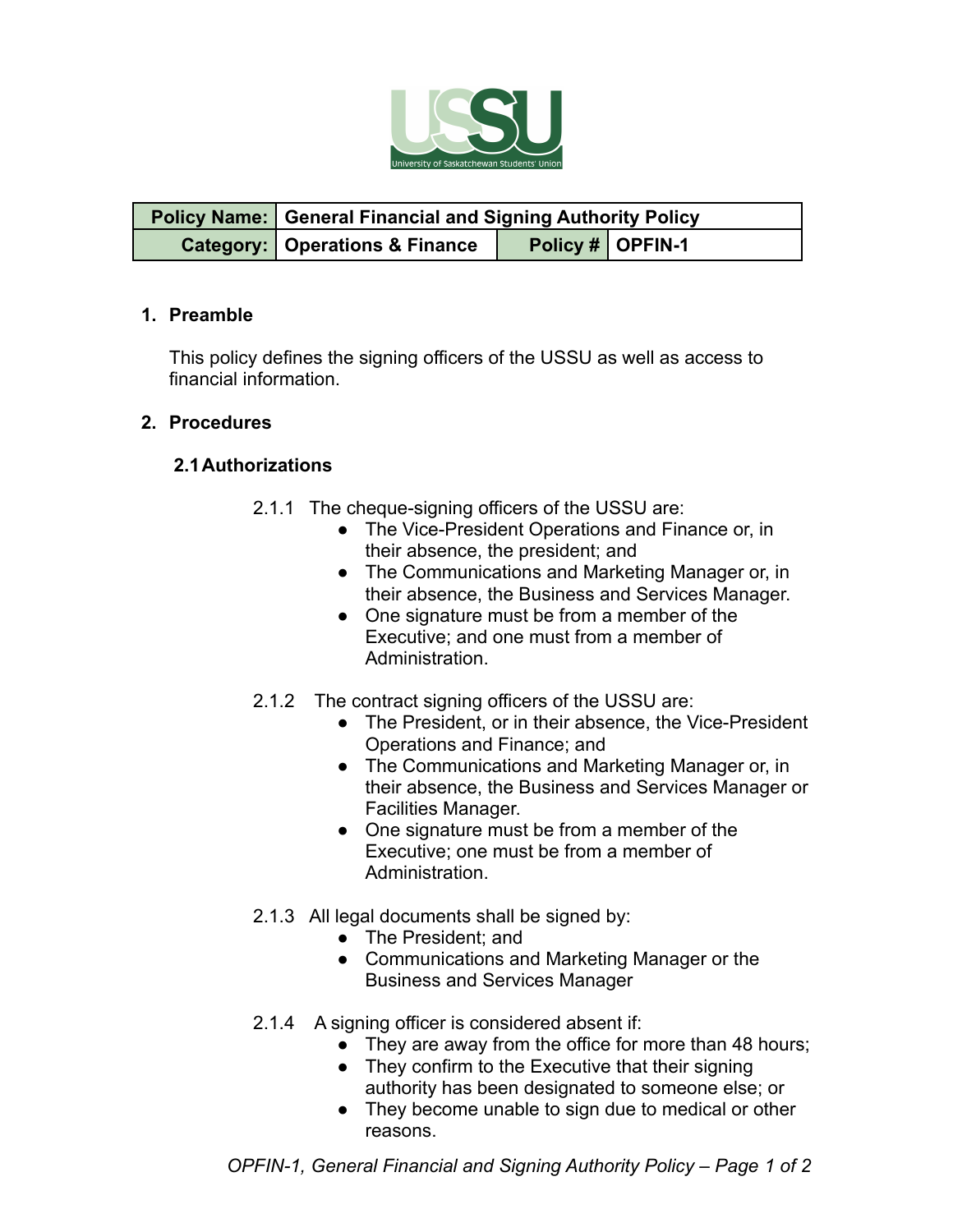| Policy Name: | General Financial and Signing Authority Policy | | |
|---|---|---|---|
| Category: | Operations & Finance | Policy # | OPFIN-1 |

## 1. Preamble

This policy defines the signing officers of the USSU as well as access to financial information.

## 2. Procedures

### 2.1 Authorizations

2.1.1 The cheque-signing officers of the USSU are:

- The Vice-President Operations and Finance or, in their absence, the president; and
- The Communications and Marketing Manager or, in their absence, the Business and Services Manager.
- One signature must be from a member of the Executive; and one must from a member of Administration.

2.1.2 The contract signing officers of the USSU are:

- The President, or in their absence, the Vice-President Operations and Finance; and
- The Communications and Marketing Manager or, in their absence, the Business and Services Manager or Facilities Manager.
- One signature must be from a member of the Executive; one must be from a member of Administration.

2.1.3 All legal documents shall be signed by:

- The President; and
- Communications and Marketing Manager or the Business and Services Manager

2.1.4 A signing officer is considered absent if:

- They are away from the office for more than 48 hours;
- They confirm to the Executive that their signing authority has been designated to someone else; or
- They become unable to sign due to medical or other reasons.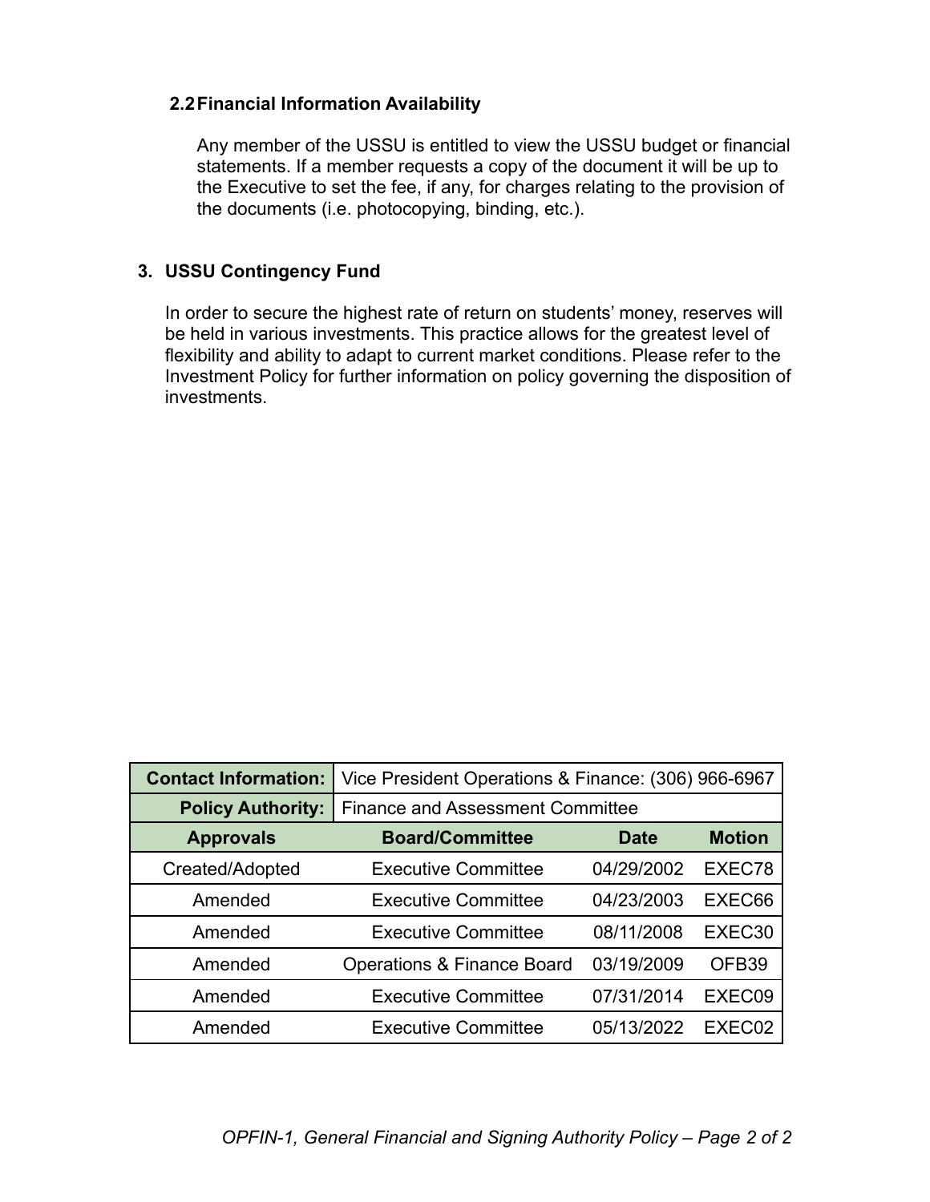### 2.2 Financial Information Availability

Any member of the USSU is entitled to view the USSU budget or financial statements. If a member requests a copy of the document it will be up to the Executive to set the fee, if any, for charges relating to the provision of the documents (i.e. photocopying, binding, etc.).

## 3. USSU Contingency Fund

In order to secure the highest rate of return on students' money, reserves will be held in various investments. This practice allows for the greatest level of flexibility and ability to adapt to current market conditions. Please refer to the Investment Policy for further information on policy governing the disposition of investments.

| **Contact Information:** | Vice President Operations & Finance: (306) 966-6967 | | |
|---|---|---|---|
| **Policy Authority:** | Finance and Assessment Committee | | |
| **Approvals** | **Board/Committee** | **Date** | **Motion** |
| Created/Adopted | Executive Committee | 04/29/2002 | EXEC78 |
| Amended | Executive Committee | 04/23/2003 | EXEC66 |
| Amended | Executive Committee | 08/11/2008 | EXEC30 |
| Amended | Operations & Finance Board | 03/19/2009 | OFB39 |
| Amended | Executive Committee | 07/31/2014 | EXEC09 |
| Amended | Executive Committee | 05/13/2022 | EXEC02 |